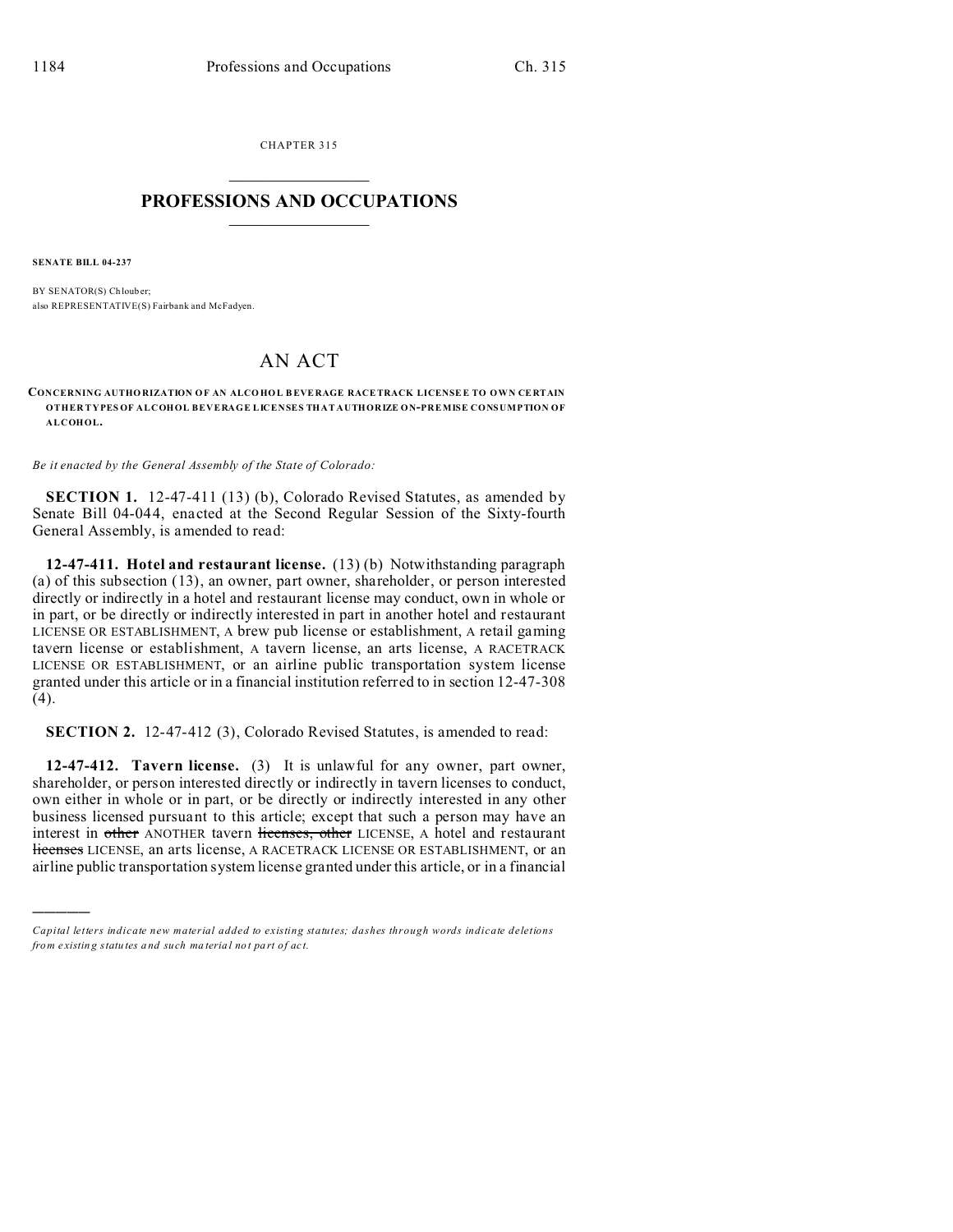CHAPTER 315

# PROFESSIONS AND OCCUPATIONS

**SENATE BILL 04-237**

BY SENATOR(S) Chlouber;
also REPRESENTATIVE(S) Fairbank and McFadyen.

# AN ACT

**CONCERNING AUTHORIZATION OF AN ALCOHOL BEVERAGE RACETRACK LICENSEE TO OWN CERTAIN OTHER TYPES OF ALCOHOL BEVERAGE LICENSES THAT AUTHORIZE ON-PREMISE CONSUMPTION OF ALCOHOL.**

*Be it enacted by the General Assembly of the State of Colorado:*

**SECTION 1.** 12-47-411 (13) (b), Colorado Revised Statutes, as amended by Senate Bill 04-044, enacted at the Second Regular Session of the Sixty-fourth General Assembly, is amended to read:

**12-47-411. Hotel and restaurant license.** (13) (b) Notwithstanding paragraph (a) of this subsection (13), an owner, part owner, shareholder, or person interested directly or indirectly in a hotel and restaurant license may conduct, own in whole or in part, or be directly or indirectly interested in part in another hotel and restaurant LICENSE OR ESTABLISHMENT, A brew pub license or establishment, A retail gaming tavern license or establishment, A tavern license, an arts license, A RACETRACK LICENSE OR ESTABLISHMENT, or an airline public transportation system license granted under this article or in a financial institution referred to in section 12-47-308 (4).

**SECTION 2.** 12-47-412 (3), Colorado Revised Statutes, is amended to read:

**12-47-412. Tavern license.** (3) It is unlawful for any owner, part owner, shareholder, or person interested directly or indirectly in tavern licenses to conduct, own either in whole or in part, or be directly or indirectly interested in any other business licensed pursuant to this article; except that such a person may have an interest in ~~other~~ ANOTHER tavern ~~licenses, other~~ LICENSE, A hotel and restaurant ~~licenses~~ LICENSE, an arts license, A RACETRACK LICENSE OR ESTABLISHMENT, or an airline public transportation system license granted under this article, or in a financial

---

*Capital letters indicate new material added to existing statutes; dashes through words indicate deletions from existing statutes and such material not part of act.*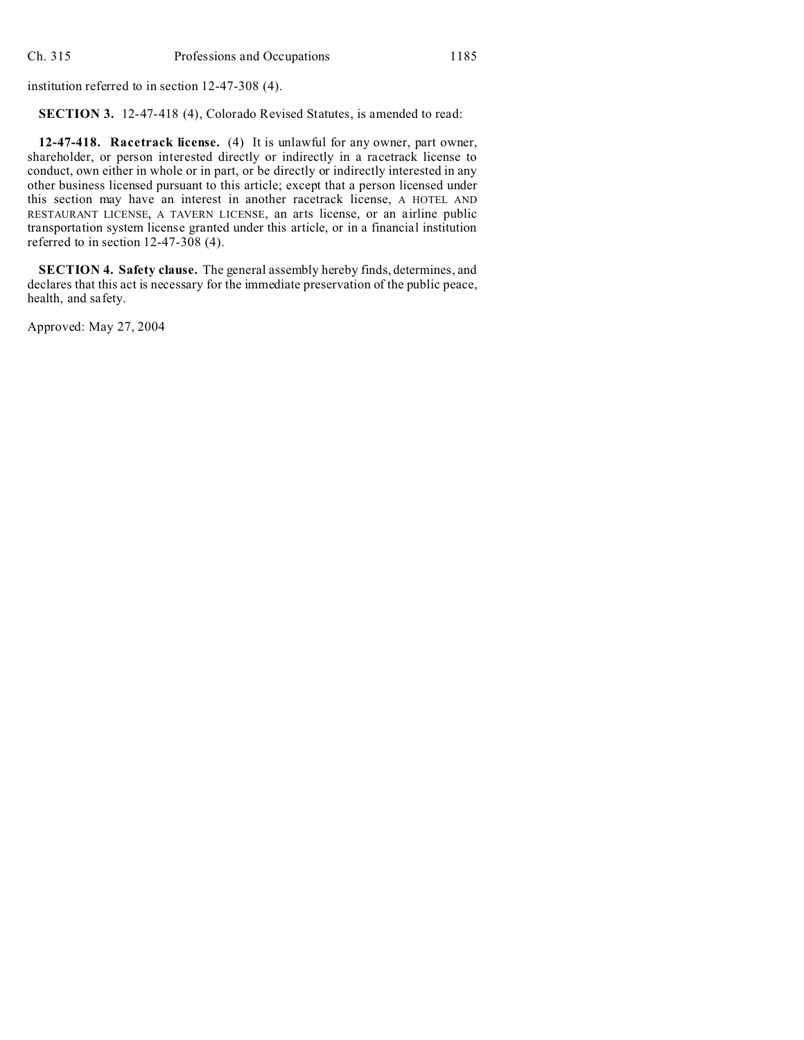institution referred to in section 12-47-308 (4).

**SECTION 3.** 12-47-418 (4), Colorado Revised Statutes, is amended to read:

**12-47-418. Racetrack license.** (4) It is unlawful for any owner, part owner, shareholder, or person interested directly or indirectly in a racetrack license to conduct, own either in whole or in part, or be directly or indirectly interested in any other business licensed pursuant to this article; except that a person licensed under this section may have an interest in another racetrack license, A HOTEL AND RESTAURANT LICENSE, A TAVERN LICENSE, an arts license, or an airline public transportation system license granted under this article, or in a financial institution referred to in section 12-47-308 (4).

**SECTION 4. Safety clause.** The general assembly hereby finds, determines, and declares that this act is necessary for the immediate preservation of the public peace, health, and safety.

Approved: May 27, 2004